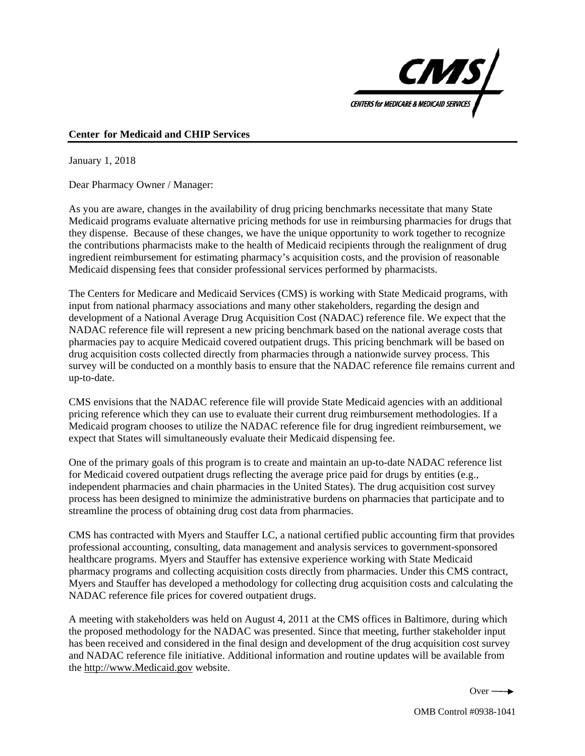**Center for Medicaid and CHIP Services**

January 1, 2018

Dear Pharmacy Owner / Manager:

As you are aware, changes in the availability of drug pricing benchmarks necessitate that many State Medicaid programs evaluate alternative pricing methods for use in reimbursing pharmacies for drugs that they dispense. Because of these changes, we have the unique opportunity to work together to recognize the contributions pharmacists make to the health of Medicaid recipients through the realignment of drug ingredient reimbursement for estimating pharmacy's acquisition costs, and the provision of reasonable Medicaid dispensing fees that consider professional services performed by pharmacists.

The Centers for Medicare and Medicaid Services (CMS) is working with State Medicaid programs, with input from national pharmacy associations and many other stakeholders, regarding the design and development of a National Average Drug Acquisition Cost (NADAC) reference file. We expect that the NADAC reference file will represent a new pricing benchmark based on the national average costs that pharmacies pay to acquire Medicaid covered outpatient drugs. This pricing benchmark will be based on drug acquisition costs collected directly from pharmacies through a nationwide survey process. This survey will be conducted on a monthly basis to ensure that the NADAC reference file remains current and up-to-date.

CMS envisions that the NADAC reference file will provide State Medicaid agencies with an additional pricing reference which they can use to evaluate their current drug reimbursement methodologies. If a Medicaid program chooses to utilize the NADAC reference file for drug ingredient reimbursement, we expect that States will simultaneously evaluate their Medicaid dispensing fee.

One of the primary goals of this program is to create and maintain an up-to-date NADAC reference list for Medicaid covered outpatient drugs reflecting the average price paid for drugs by entities (e.g., independent pharmacies and chain pharmacies in the United States). The drug acquisition cost survey process has been designed to minimize the administrative burdens on pharmacies that participate and to streamline the process of obtaining drug cost data from pharmacies.

CMS has contracted with Myers and Stauffer LC, a national certified public accounting firm that provides professional accounting, consulting, data management and analysis services to government-sponsored healthcare programs. Myers and Stauffer has extensive experience working with State Medicaid pharmacy programs and collecting acquisition costs directly from pharmacies. Under this CMS contract, Myers and Stauffer has developed a methodology for collecting drug acquisition costs and calculating the NADAC reference file prices for covered outpatient drugs.

A meeting with stakeholders was held on August 4, 2011 at the CMS offices in Baltimore, during which the proposed methodology for the NADAC was presented. Since that meeting, further stakeholder input has been received and considered in the final design and development of the drug acquisition cost survey and NADAC reference file initiative. Additional information and routine updates will be available from the http://www.Medicaid.gov website.

Over →

OMB Control #0938-1041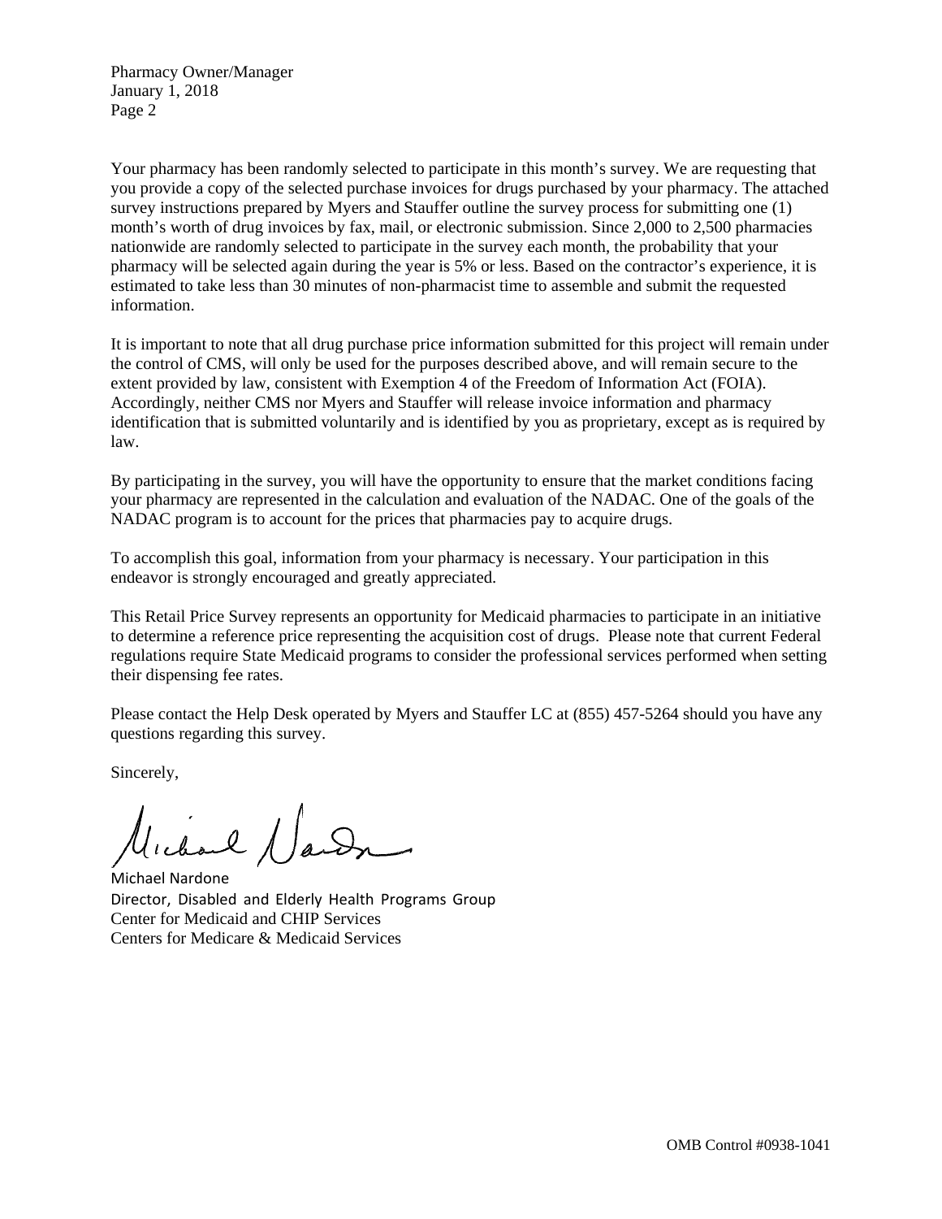Your pharmacy has been randomly selected to participate in this month's survey. We are requesting that you provide a copy of the selected purchase invoices for drugs purchased by your pharmacy. The attached survey instructions prepared by Myers and Stauffer outline the survey process for submitting one (1) month's worth of drug invoices by fax, mail, or electronic submission. Since 2,000 to 2,500 pharmacies nationwide are randomly selected to participate in the survey each month, the probability that your pharmacy will be selected again during the year is 5% or less. Based on the contractor's experience, it is estimated to take less than 30 minutes of non-pharmacist time to assemble and submit the requested information.

It is important to note that all drug purchase price information submitted for this project will remain under the control of CMS, will only be used for the purposes described above, and will remain secure to the extent provided by law, consistent with Exemption 4 of the Freedom of Information Act (FOIA). Accordingly, neither CMS nor Myers and Stauffer will release invoice information and pharmacy identification that is submitted voluntarily and is identified by you as proprietary, except as is required by law.

By participating in the survey, you will have the opportunity to ensure that the market conditions facing your pharmacy are represented in the calculation and evaluation of the NADAC. One of the goals of the NADAC program is to account for the prices that pharmacies pay to acquire drugs.

To accomplish this goal, information from your pharmacy is necessary. Your participation in this endeavor is strongly encouraged and greatly appreciated.

This Retail Price Survey represents an opportunity for Medicaid pharmacies to participate in an initiative to determine a reference price representing the acquisition cost of drugs. Please note that current Federal regulations require State Medicaid programs to consider the professional services performed when setting their dispensing fee rates.

Please contact the Help Desk operated by Myers and Stauffer LC at (855) 457-5264 should you have any questions regarding this survey.

Sincerely,

Michael Nardone
Director, Disabled and Elderly Health Programs Group
Center for Medicaid and CHIP Services
Centers for Medicare & Medicaid Services

OMB Control #0938-1041